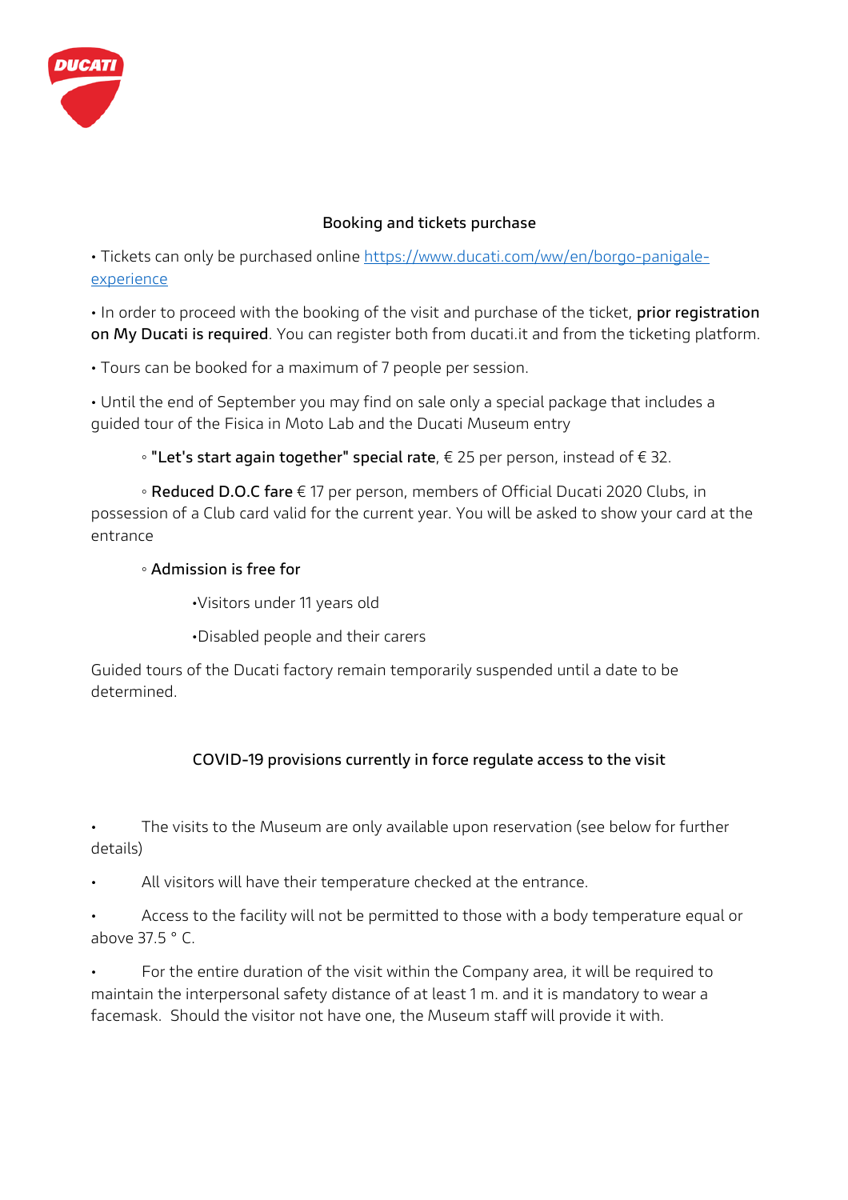## Booking and tickets purchase

• Tickets can only be purchased online [https://www.ducati.com/ww/en/borgo-panigale-experience](https://www.ducati.com/ww/en/borgo-panigale-experience)

• In order to proceed with the booking of the visit and purchase of the ticket, **prior registration on My Ducati is required**. You can register both from ducati.it and from the ticketing platform.

• Tours can be booked for a maximum of 7 people per session.

• Until the end of September you may find on sale only a special package that includes a guided tour of the Fisica in Moto Lab and the Ducati Museum entry

◦ **"Let's start again together" special rate**, € 25 per person, instead of € 32.

◦ **Reduced D.O.C fare** € 17 per person, members of Official Ducati 2020 Clubs, in possession of a Club card valid for the current year. You will be asked to show your card at the entrance

◦ **Admission is free for**

•Visitors under 11 years old

•Disabled people and their carers

Guided tours of the Ducati factory remain temporarily suspended until a date to be determined.

## COVID-19 provisions currently in force regulate access to the visit

• The visits to the Museum are only available upon reservation (see below for further details)

• All visitors will have their temperature checked at the entrance.

• Access to the facility will not be permitted to those with a body temperature equal or above 37.5 ° C.

• For the entire duration of the visit within the Company area, it will be required to maintain the interpersonal safety distance of at least 1 m. and it is mandatory to wear a facemask. Should the visitor not have one, the Museum staff will provide it with.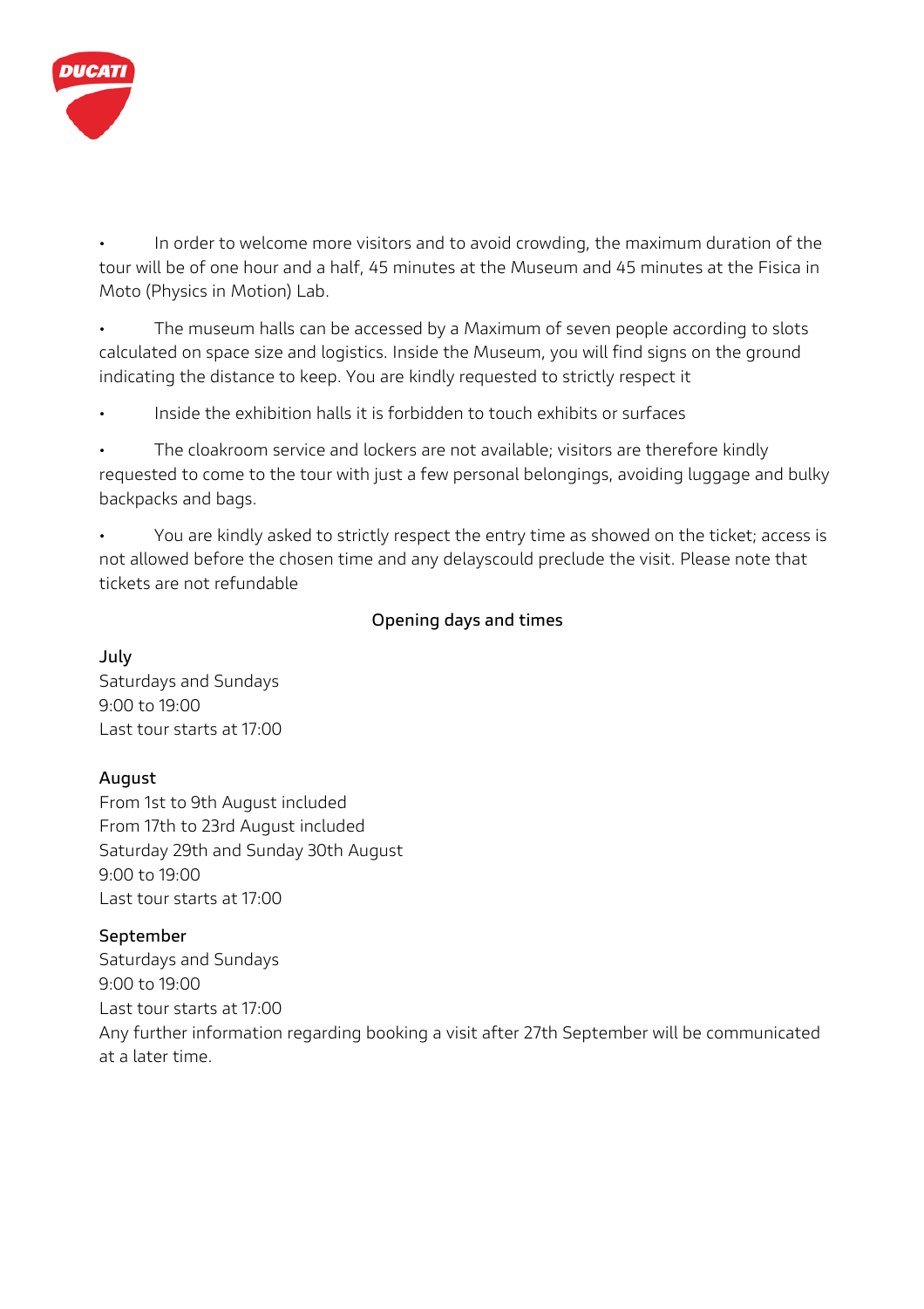- In order to welcome more visitors and to avoid crowding, the maximum duration of the tour will be of one hour and a half, 45 minutes at the Museum and 45 minutes at the Fisica in Moto (Physics in Motion) Lab.
- The museum halls can be accessed by a Maximum of seven people according to slots calculated on space size and logistics. Inside the Museum, you will find signs on the ground indicating the distance to keep. You are kindly requested to strictly respect it
- Inside the exhibition halls it is forbidden to touch exhibits or surfaces
- The cloakroom service and lockers are not available; visitors are therefore kindly requested to come to the tour with just a few personal belongings, avoiding luggage and bulky backpacks and bags.
- You are kindly asked to strictly respect the entry time as showed on the ticket; access is not allowed before the chosen time and any delayscould preclude the visit. Please note that tickets are not refundable

## Opening days and times

### July

Saturdays and Sundays
9:00 to 19:00
Last tour starts at 17:00

### August

From 1st to 9th August included
From 17th to 23rd August included
Saturday 29th and Sunday 30th August
9:00 to 19:00
Last tour starts at 17:00

### September

Saturdays and Sundays
9:00 to 19:00
Last tour starts at 17:00
Any further information regarding booking a visit after 27th September will be communicated at a later time.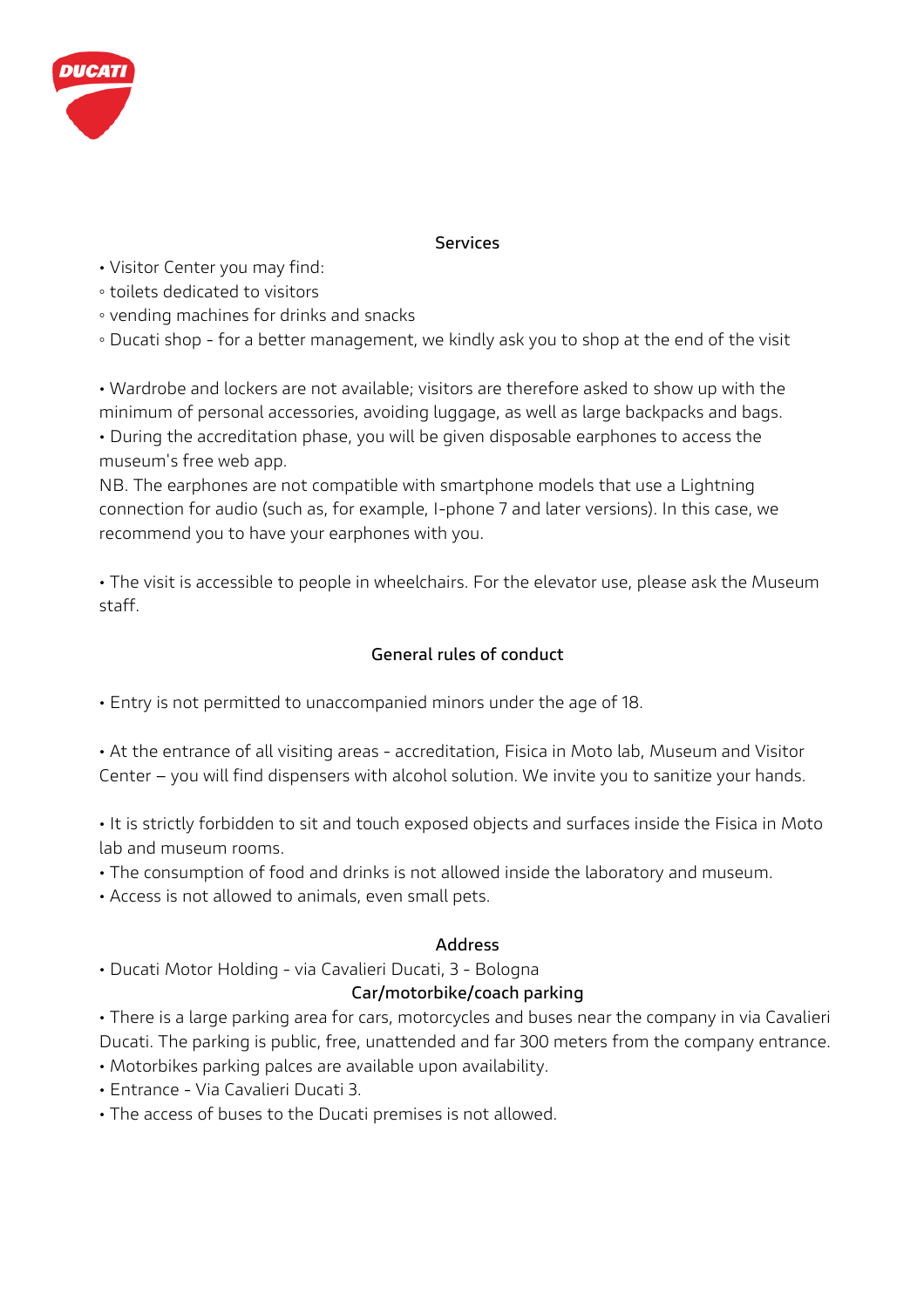## Services

- Visitor Center you may find:
  - toilets dedicated to visitors
  - vending machines for drinks and snacks
  - Ducati shop - for a better management, we kindly ask you to shop at the end of the visit

- Wardrobe and lockers are not available; visitors are therefore asked to show up with the minimum of personal accessories, avoiding luggage, as well as large backpacks and bags.
- During the accreditation phase, you will be given disposable earphones to access the museum's free web app.

NB. The earphones are not compatible with smartphone models that use a Lightning connection for audio (such as, for example, I-phone 7 and later versions). In this case, we recommend you to have your earphones with you.

- The visit is accessible to people in wheelchairs. For the elevator use, please ask the Museum staff.

## General rules of conduct

- Entry is not permitted to unaccompanied minors under the age of 18.

- At the entrance of all visiting areas - accreditation, Fisica in Moto lab, Museum and Visitor Center – you will find dispensers with alcohol solution. We invite you to sanitize your hands.

- It is strictly forbidden to sit and touch exposed objects and surfaces inside the Fisica in Moto lab and museum rooms.
- The consumption of food and drinks is not allowed inside the laboratory and museum.
- Access is not allowed to animals, even small pets.

## Address

- Ducati Motor Holding - via Cavalieri Ducati, 3 - Bologna

## Car/motorbike/coach parking

- There is a large parking area for cars, motorcycles and buses near the company in via Cavalieri Ducati. The parking is public, free, unattended and far 300 meters from the company entrance.
- Motorbikes parking palces are available upon availability.
- Entrance - Via Cavalieri Ducati 3.
- The access of buses to the Ducati premises is not allowed.